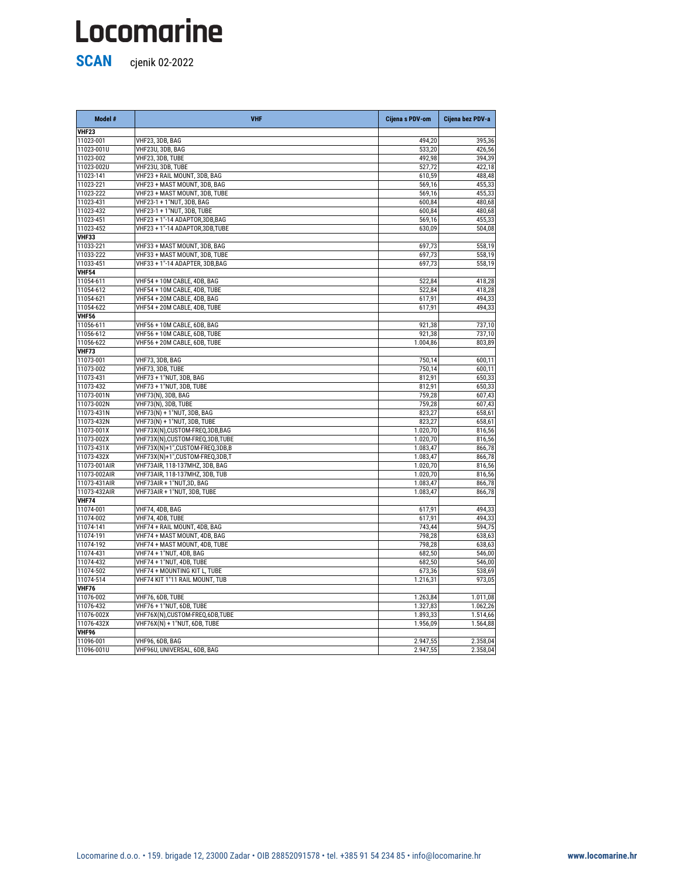# Locomarine

**SCAN** cjenik 02-2022

| Model # | VHF | Cijena s PDV-om | Cijena bez PDV-a |
|---|---|---|---|
| **VHF23** | | | |
| 11023-001 | VHF23, 3DB, BAG | 494,20 | 395,36 |
| 11023-001U | VHF23U, 3DB, BAG | 533,20 | 426,56 |
| 11023-002 | VHF23, 3DB, TUBE | 492,98 | 394,39 |
| 11023-002U | VHF23U, 3DB, TUBE | 527,72 | 422,18 |
| 11023-141 | VHF23 + RAIL MOUNT, 3DB, BAG | 610,59 | 488,48 |
| 11023-221 | VHF23 + MAST MOUNT, 3DB, BAG | 569,16 | 455,33 |
| 11023-222 | VHF23 + MAST MOUNT, 3DB, TUBE | 569,16 | 455,33 |
| 11023-431 | VHF23-1 + 1"NUT, 3DB, BAG | 600,84 | 480,68 |
| 11023-432 | VHF23-1 + 1"NUT, 3DB, TUBE | 600,84 | 480,68 |
| 11023-451 | VHF23 + 1"-14 ADAPTOR,3DB,BAG | 569,16 | 455,33 |
| 11023-452 | VHF23 + 1"-14 ADAPTOR,3DB,TUBE | 630,09 | 504,08 |
| **VHF33** | | | |
| 11033-221 | VHF33 + MAST MOUNT, 3DB, BAG | 697,73 | 558,19 |
| 11033-222 | VHF33 + MAST MOUNT, 3DB, TUBE | 697,73 | 558,19 |
| 11033-451 | VHF33 + 1"-14 ADAPTER, 3DB,BAG | 697,73 | 558,19 |
| **VHF54** | | | |
| 11054-611 | VHF54 + 10M CABLE, 4DB, BAG | 522,84 | 418,28 |
| 11054-612 | VHF54 + 10M CABLE, 4DB, TUBE | 522,84 | 418,28 |
| 11054-621 | VHF54 + 20M CABLE, 4DB, BAG | 617,91 | 494,33 |
| 11054-622 | VHF54 + 20M CABLE, 4DB, TUBE | 617,91 | 494,33 |
| **VHF56** | | | |
| 11056-611 | VHF56 + 10M CABLE, 6DB, BAG | 921,38 | 737,10 |
| 11056-612 | VHF56 + 10M CABLE, 6DB, TUBE | 921,38 | 737,10 |
| 11056-622 | VHF56 + 20M CABLE, 6DB, TUBE | 1.004,86 | 803,89 |
| **VHF73** | | | |
| 11073-001 | VHF73, 3DB, BAG | 750,14 | 600,11 |
| 11073-002 | VHF73, 3DB, TUBE | 750,14 | 600,11 |
| 11073-431 | VHF73 + 1"NUT, 3DB, BAG | 812,91 | 650,33 |
| 11073-432 | VHF73 + 1"NUT, 3DB, TUBE | 812,91 | 650,33 |
| 11073-001N | VHF73(N), 3DB, BAG | 759,28 | 607,43 |
| 11073-002N | VHF73(N), 3DB, TUBE | 759,28 | 607,43 |
| 11073-431N | VHF73(N) + 1"NUT, 3DB, BAG | 823,27 | 658,61 |
| 11073-432N | VHF73(N) + 1"NUT, 3DB, TUBE | 823,27 | 658,61 |
| 11073-001X | VHF73X(N),CUSTOM-FREQ,3DB,BAG | 1.020,70 | 816,56 |
| 11073-002X | VHF73X(N),CUSTOM-FREQ,3DB,TUBE | 1.020,70 | 816,56 |
| 11073-431X | VHF73X(N)+1",CUSTOM-FREQ,3DB,B | 1.083,47 | 866,78 |
| 11073-432X | VHF73X(N)+1",CUSTOM-FREQ,3DB,T | 1.083,47 | 866,78 |
| 11073-001AIR | VHF73AIR, 118-137MHZ, 3DB, BAG | 1.020,70 | 816,56 |
| 11073-002AIR | VHF73AIR, 118-137MHZ, 3DB, TUB | 1.020,70 | 816,56 |
| 11073-431AIR | VHF73AIR + 1"NUT,3D, BAG | 1.083,47 | 866,78 |
| 11073-432AIR | VHF73AIR + 1"NUT, 3DB, TUBE | 1.083,47 | 866,78 |
| **VHF74** | | | |
| 11074-001 | VHF74, 4DB, BAG | 617,91 | 494,33 |
| 11074-002 | VHF74, 4DB, TUBE | 617,91 | 494,33 |
| 11074-141 | VHF74 + RAIL MOUNT, 4DB, BAG | 743,44 | 594,75 |
| 11074-191 | VHF74 + MAST MOUNT, 4DB, BAG | 798,28 | 638,63 |
| 11074-192 | VHF74 + MAST MOUNT, 4DB, TUBE | 798,28 | 638,63 |
| 11074-431 | VHF74 + 1"NUT, 4DB, BAG | 682,50 | 546,00 |
| 11074-432 | VHF74 + 1"NUT, 4DB, TUBE | 682,50 | 546,00 |
| 11074-502 | VHF74 + MOUNTING KIT L, TUBE | 673,36 | 538,69 |
| 11074-514 | VHF74 KIT 1"11 RAIL MOUNT, TUB | 1.216,31 | 973,05 |
| **VHF76** | | | |
| 11076-002 | VHF76, 6DB, TUBE | 1.263,84 | 1.011,08 |
| 11076-432 | VHF76 + 1"NUT, 6DB, TUBE | 1.327,83 | 1.062,26 |
| 11076-002X | VHF76X(N),CUSTOM-FREQ,6DB,TUBE | 1.893,33 | 1.514,66 |
| 11076-432X | VHF76X(N) + 1"NUT, 6DB, TUBE | 1.956,09 | 1.564,88 |
| **VHF96** | | | |
| 11096-001 | VHF96, 6DB, BAG | 2.947,55 | 2.358,04 |
| 11096-001U | VHF96U, UNIVERSAL, 6DB, BAG | 2.947,55 | 2.358,04 |

Locomarine d.o.o. • 159. brigade 12, 23000 Zadar • OIB 28852091578 • tel. +385 91 54 234 85 • info@locomarine.hr **www.locomarine.hr**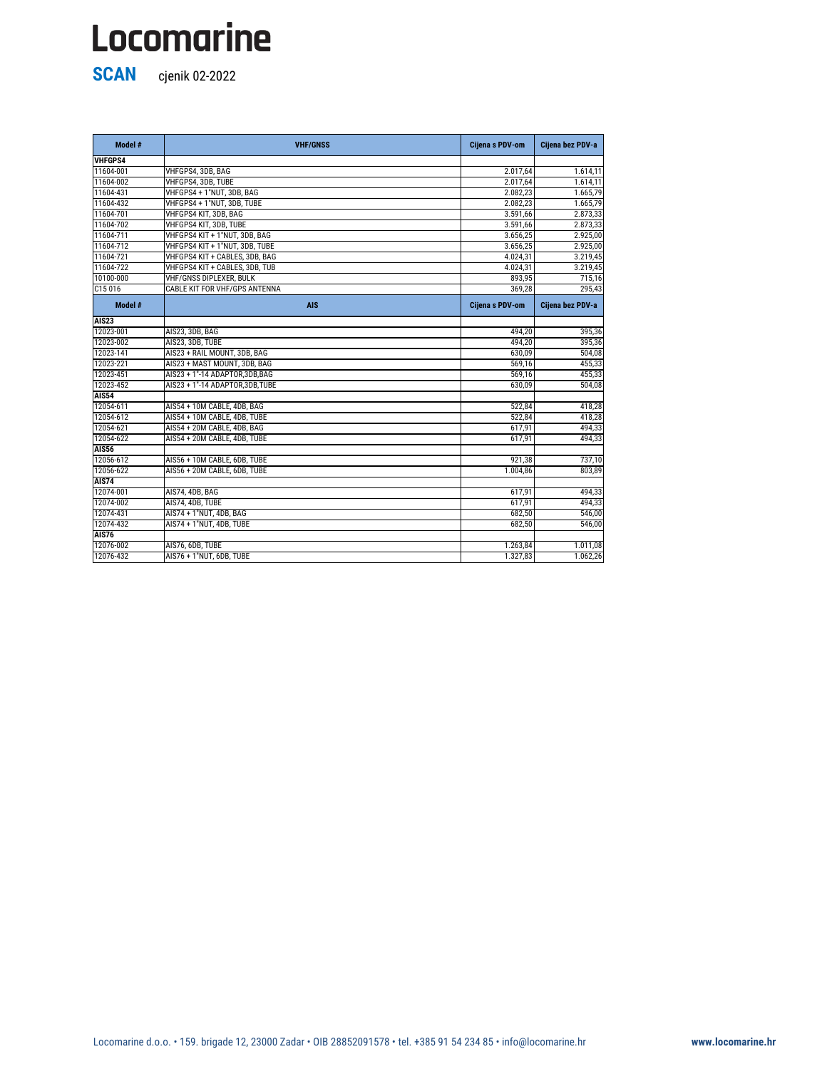# Locomarine

**SCAN** cjenik 02-2022

| Model # | VHF/GNSS | Cijena s PDV-om | Cijena bez PDV-a |
|---|---|---|---|
| **VHFGPS4** | | | |
| 11604-001 | VHFGPS4, 3DB, BAG | 2.017,64 | 1.614,11 |
| 11604-002 | VHFGPS4, 3DB, TUBE | 2.017,64 | 1.614,11 |
| 11604-431 | VHFGPS4 + 1"NUT, 3DB, BAG | 2.082,23 | 1.665,79 |
| 11604-432 | VHFGPS4 + 1"NUT, 3DB, TUBE | 2.082,23 | 1.665,79 |
| 11604-701 | VHFGPS4 KIT, 3DB, BAG | 3.591,66 | 2.873,33 |
| 11604-702 | VHFGPS4 KIT, 3DB, TUBE | 3.591,66 | 2.873,33 |
| 11604-711 | VHFGPS4 KIT + 1"NUT, 3DB, BAG | 3.656,25 | 2.925,00 |
| 11604-712 | VHFGPS4 KIT + 1"NUT, 3DB, TUBE | 3.656,25 | 2.925,00 |
| 11604-721 | VHFGPS4 KIT + CABLES, 3DB, BAG | 4.024,31 | 3.219,45 |
| 11604-722 | VHFGPS4 KIT + CABLES, 3DB, TUB | 4.024,31 | 3.219,45 |
| 10100-000 | VHF/GNSS DIPLEXER, BULK | 893,95 | 715,16 |
| C15 016 | CABLE KIT FOR VHF/GPS ANTENNA | 369,28 | 295,43 |

| Model # | AIS | Cijena s PDV-om | Cijena bez PDV-a |
|---|---|---|---|
| **AIS23** | | | |
| 12023-001 | AIS23, 3DB, BAG | 494,20 | 395,36 |
| 12023-002 | AIS23, 3DB, TUBE | 494,20 | 395,36 |
| 12023-141 | AIS23 + RAIL MOUNT, 3DB, BAG | 630,09 | 504,08 |
| 12023-221 | AIS23 + MAST MOUNT, 3DB, BAG | 569,16 | 455,33 |
| 12023-451 | AIS23 + 1"-14 ADAPTOR,3DB,BAG | 569,16 | 455,33 |
| 12023-452 | AIS23 + 1"-14 ADAPTOR,3DB,TUBE | 630,09 | 504,08 |
| **AIS54** | | | |
| 12054-611 | AIS54 + 10M CABLE, 4DB, BAG | 522,84 | 418,28 |
| 12054-612 | AIS54 + 10M CABLE, 4DB, TUBE | 522,84 | 418,28 |
| 12054-621 | AIS54 + 20M CABLE, 4DB, BAG | 617,91 | 494,33 |
| 12054-622 | AIS54 + 20M CABLE, 4DB, TUBE | 617,91 | 494,33 |
| **AIS56** | | | |
| 12056-612 | AIS56 + 10M CABLE, 6DB, TUBE | 921,38 | 737,10 |
| 12056-622 | AIS56 + 20M CABLE, 6DB, TUBE | 1.004,86 | 803,89 |
| **AIS74** | | | |
| 12074-001 | AIS74, 4DB, BAG | 617,91 | 494,33 |
| 12074-002 | AIS74, 4DB, TUBE | 617,91 | 494,33 |
| 12074-431 | AIS74 + 1"NUT, 4DB, BAG | 682,50 | 546,00 |
| 12074-432 | AIS74 + 1"NUT, 4DB, TUBE | 682,50 | 546,00 |
| **AIS76** | | | |
| 12076-002 | AIS76, 6DB, TUBE | 1.263,84 | 1.011,08 |
| 12076-432 | AIS76 + 1"NUT, 6DB, TUBE | 1.327,83 | 1.062,26 |

Locomarine d.o.o. • 159. brigade 12, 23000 Zadar • OIB 28852091578 • tel. +385 91 54 234 85 • info@locomarine.hr **www.locomarine.hr**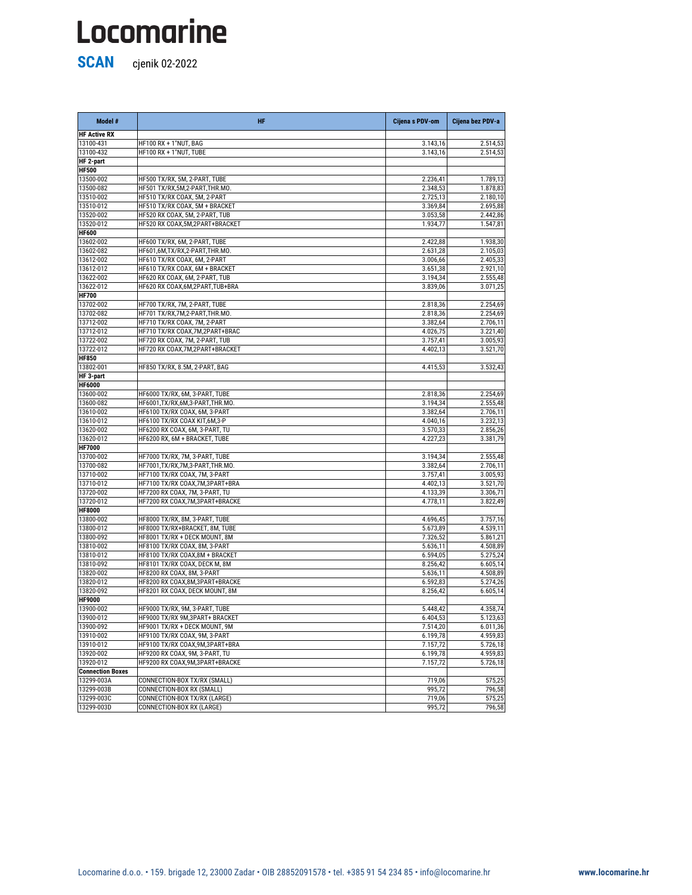# Locomarine

**SCAN** cjenik 02-2022

| Model # | HF | Cijena s PDV-om | Cijena bez PDV-a |
|---|---|---|---|
| **HF Active RX** | | | |
| 13100-431 | HF100 RX + 1"NUT, BAG | 3.143,16 | 2.514,53 |
| 13100-432 | HF100 RX + 1"NUT, TUBE | 3.143,16 | 2.514,53 |
| **HF 2-part** | | | |
| **HF500** | | | |
| 13500-002 | HF500 TX/RX, 5M, 2-PART, TUBE | 2.236,41 | 1.789,13 |
| 13500-082 | HF501 TX/RX,5M,2-PART,THR.MO. | 2.348,53 | 1.878,83 |
| 13510-002 | HF510 TX/RX COAX, 5M, 2-PART | 2.725,13 | 2.180,10 |
| 13510-012 | HF510 TX/RX COAX, 5M + BRACKET | 3.369,84 | 2.695,88 |
| 13520-002 | HF520 RX COAX, 5M, 2-PART, TUB | 3.053,58 | 2.442,86 |
| 13520-012 | HF520 RX COAX,5M,2PART+BRACKET | 1.934,77 | 1.547,81 |
| **HF600** | | | |
| 13602-002 | HF600 TX/RX, 6M, 2-PART, TUBE | 2.422,88 | 1.938,30 |
| 13602-082 | HF601,6M,TX/RX,2-PART,THR.MO. | 2.631,28 | 2.105,03 |
| 13612-002 | HF610 TX/RX COAX, 6M, 2-PART | 3.006,66 | 2.405,33 |
| 13612-012 | HF610 TX/RX COAX, 6M + BRACKET | 3.651,38 | 2.921,10 |
| 13622-002 | HF620 RX COAX, 6M, 2-PART, TUB | 3.194,34 | 2.555,48 |
| 13622-012 | HF620 RX COAX,6M,2PART,TUB+BRA | 3.839,06 | 3.071,25 |
| **HF700** | | | |
| 13702-002 | HF700 TX/RX, 7M, 2-PART, TUBE | 2.818,36 | 2.254,69 |
| 13702-082 | HF701 TX/RX,7M,2-PART,THR.MO. | 2.818,36 | 2.254,69 |
| 13712-002 | HF710 TX/RX COAX, 7M, 2-PART | 3.382,64 | 2.706,11 |
| 13712-012 | HF710 TX/RX COAX,7M,2PART+BRAC | 4.026,75 | 3.221,40 |
| 13722-002 | HF720 RX COAX, 7M, 2-PART, TUB | 3.757,41 | 3.005,93 |
| 13722-012 | HF720 RX COAX,7M,2PART+BRACKET | 4.402,13 | 3.521,70 |
| **HF850** | | | |
| 13802-001 | HF850 TX/RX, 8.5M, 2-PART, BAG | 4.415,53 | 3.532,43 |
| **HF 3-part** | | | |
| **HF6000** | | | |
| 13600-002 | HF6000 TX/RX, 6M, 3-PART, TUBE | 2.818,36 | 2.254,69 |
| 13600-082 | HF6001,TX/RX,6M,3-PART,THR.MO. | 3.194,34 | 2.555,48 |
| 13610-002 | HF6100 TX/RX COAX, 6M, 3-PART | 3.382,64 | 2.706,11 |
| 13610-012 | HF6100 TX/RX COAX KIT,6M,3-P | 4.040,16 | 3.232,13 |
| 13620-002 | HF6200 RX COAX, 6M, 3-PART, TU | 3.570,33 | 2.856,26 |
| 13620-012 | HF6200 RX, 6M + BRACKET, TUBE | 4.227,23 | 3.381,79 |
| **HF7000** | | | |
| 13700-002 | HF7000 TX/RX, 7M, 3-PART, TUBE | 3.194,34 | 2.555,48 |
| 13700-082 | HF7001,TX/RX,7M,3-PART,THR.MO. | 3.382,64 | 2.706,11 |
| 13710-002 | HF7100 TX/RX COAX, 7M, 3-PART | 3.757,41 | 3.005,93 |
| 13710-012 | HF7100 TX/RX COAX,7M,3PART+BRA | 4.402,13 | 3.521,70 |
| 13720-002 | HF7200 RX COAX, 7M, 3-PART, TU | 4.133,39 | 3.306,71 |
| 13720-012 | HF7200 RX COAX,7M,3PART+BRACKE | 4.778,11 | 3.822,49 |
| **HF8000** | | | |
| 13800-002 | HF8000 TX/RX, 8M, 3-PART, TUBE | 4.696,45 | 3.757,16 |
| 13800-012 | HF8000 TX/RX+BRACKET, 8M, TUBE | 5.673,89 | 4.539,11 |
| 13800-092 | HF8001 TX/RX + DECK MOUNT, 8M | 7.326,52 | 5.861,21 |
| 13810-002 | HF8100 TX/RX COAX, 8M, 3-PART | 5.636,11 | 4.508,89 |
| 13810-012 | HF8100 TX/RX COAX,8M + BRACKET | 6.594,05 | 5.275,24 |
| 13810-092 | HF8101 TX/RX COAX, DECK M, 8M | 8.256,42 | 6.605,14 |
| 13820-002 | HF8200 RX COAX, 8M, 3-PART | 5.636,11 | 4.508,89 |
| 13820-012 | HF8200 RX COAX,8M,3PART+BRACKE | 6.592,83 | 5.274,26 |
| 13820-092 | HF8201 RX COAX, DECK MOUNT, 8M | 8.256,42 | 6.605,14 |
| **HF9000** | | | |
| 13900-002 | HF9000 TX/RX, 9M, 3-PART, TUBE | 5.448,42 | 4.358,74 |
| 13900-012 | HF9000 TX/RX 9M,3PART+ BRACKET | 6.404,53 | 5.123,63 |
| 13900-092 | HF9001 TX/RX + DECK MOUNT, 9M | 7.514,20 | 6.011,36 |
| 13910-002 | HF9100 TX/RX COAX, 9M, 3-PART | 6.199,78 | 4.959,83 |
| 13910-012 | HF9100 TX/RX COAX,9M,3PART+BRA | 7.157,72 | 5.726,18 |
| 13920-002 | HF9200 RX COAX, 9M, 3-PART, TU | 6.199,78 | 4.959,83 |
| 13920-012 | HF9200 RX COAX,9M,3PART+BRACKE | 7.157,72 | 5.726,18 |
| **Connection Boxes** | | | |
| 13299-003A | CONNECTION-BOX TX/RX (SMALL) | 719,06 | 575,25 |
| 13299-003B | CONNECTION-BOX RX (SMALL) | 995,72 | 796,58 |
| 13299-003C | CONNECTION-BOX TX/RX (LARGE) | 719,06 | 575,25 |
| 13299-003D | CONNECTION-BOX RX (LARGE) | 995,72 | 796,58 |

Locomarine d.o.o. • 159. brigade 12, 23000 Zadar • OIB 28852091578 • tel. +385 91 54 234 85 • info@locomarine.hr **www.locomarine.hr**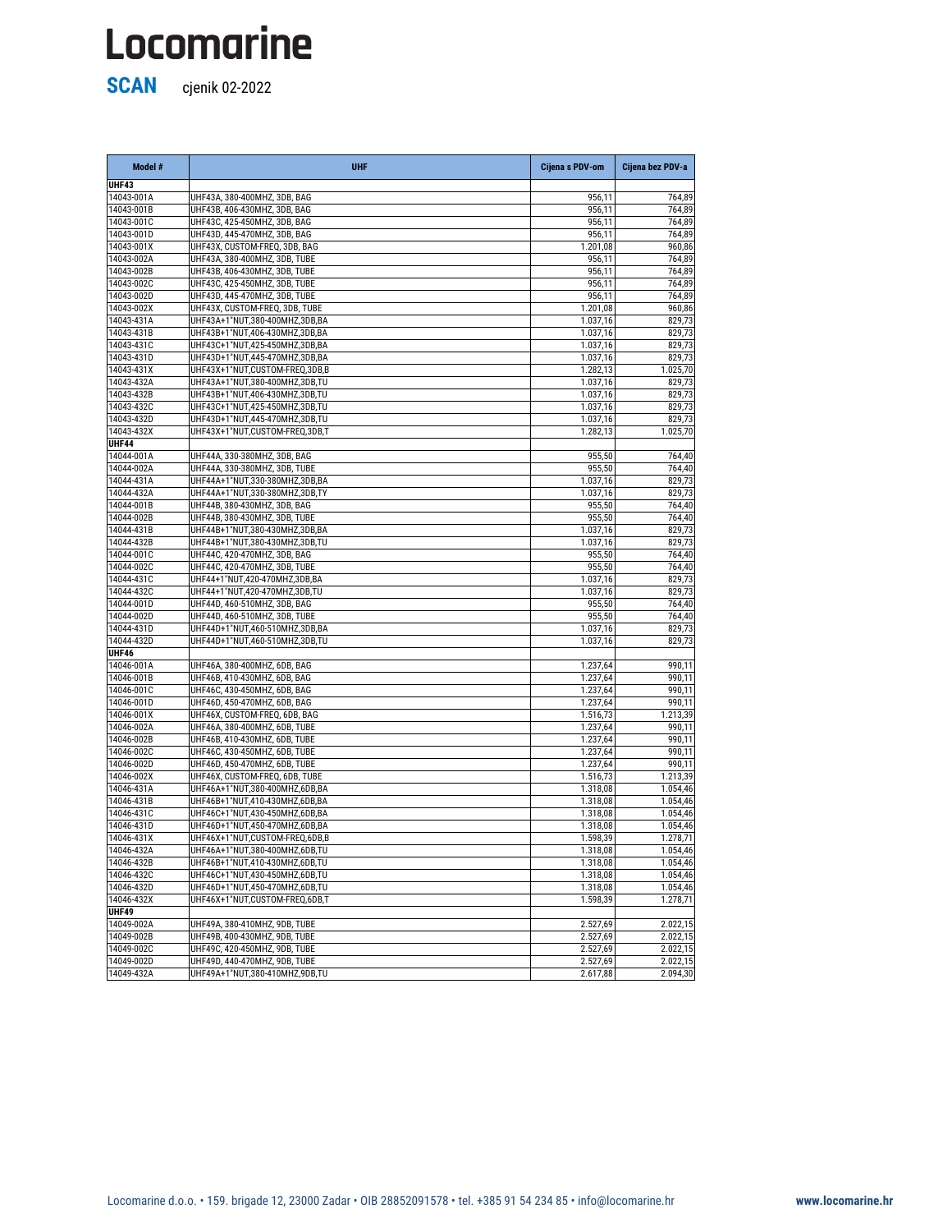# Locomarine

**SCAN** cjenik 02-2022

| Model # | UHF | Cijena s PDV-om | Cijena bez PDV-a |
|---|---|---|---|
| **UHF43** | | | |
| 14043-001A | UHF43A, 380-400MHZ, 3DB, BAG | 956,11 | 764,89 |
| 14043-001B | UHF43B, 406-430MHZ, 3DB, BAG | 956,11 | 764,89 |
| 14043-001C | UHF43C, 425-450MHZ, 3DB, BAG | 956,11 | 764,89 |
| 14043-001D | UHF43D, 445-470MHZ, 3DB, BAG | 956,11 | 764,89 |
| 14043-001X | UHF43X, CUSTOM-FREQ, 3DB, BAG | 1.201,08 | 960,86 |
| 14043-002A | UHF43A, 380-400MHZ, 3DB, TUBE | 956,11 | 764,89 |
| 14043-002B | UHF43B, 406-430MHZ, 3DB, TUBE | 956,11 | 764,89 |
| 14043-002C | UHF43C, 425-450MHZ, 3DB, TUBE | 956,11 | 764,89 |
| 14043-002D | UHF43D, 445-470MHZ, 3DB, TUBE | 956,11 | 764,89 |
| 14043-002X | UHF43X, CUSTOM-FREQ, 3DB, TUBE | 1.201,08 | 960,86 |
| 14043-431A | UHF43A+1"NUT,380-400MHZ,3DB,BA | 1.037,16 | 829,73 |
| 14043-431B | UHF43B+1"NUT,406-430MHZ,3DB,BA | 1.037,16 | 829,73 |
| 14043-431C | UHF43C+1"NUT,425-450MHZ,3DB,BA | 1.037,16 | 829,73 |
| 14043-431D | UHF43D+1"NUT,445-470MHZ,3DB,BA | 1.037,16 | 829,73 |
| 14043-431X | UHF43X+1"NUT,CUSTOM-FREQ,3DB,B | 1.282,13 | 1.025,70 |
| 14043-432A | UHF43A+1"NUT,380-400MHZ,3DB,TU | 1.037,16 | 829,73 |
| 14043-432B | UHF43B+1"NUT,406-430MHZ,3DB,TU | 1.037,16 | 829,73 |
| 14043-432C | UHF43C+1"NUT,425-450MHZ,3DB,TU | 1.037,16 | 829,73 |
| 14043-432D | UHF43D+1"NUT,445-470MHZ,3DB,TU | 1.037,16 | 829,73 |
| 14043-432X | UHF43X+1"NUT,CUSTOM-FREQ,3DB,T | 1.282,13 | 1.025,70 |
| **UHF44** | | | |
| 14044-001A | UHF44A, 330-380MHZ, 3DB, BAG | 955,50 | 764,40 |
| 14044-002A | UHF44A, 330-380MHZ, 3DB, TUBE | 955,50 | 764,40 |
| 14044-431A | UHF44A+1"NUT,330-380MHZ,3DB,BA | 1.037,16 | 829,73 |
| 14044-432A | UHF44A+1"NUT,330-380MHZ,3DB,TY | 1.037,16 | 829,73 |
| 14044-001B | UHF44B, 380-430MHZ, 3DB, BAG | 955,50 | 764,40 |
| 14044-002B | UHF44B, 380-430MHZ, 3DB, TUBE | 955,50 | 764,40 |
| 14044-431B | UHF44B+1"NUT,380-430MHZ,3DB,BA | 1.037,16 | 829,73 |
| 14044-432B | UHF44B+1"NUT,380-430MHZ,3DB,TU | 1.037,16 | 829,73 |
| 14044-001C | UHF44C, 420-470MHZ, 3DB, BAG | 955,50 | 764,40 |
| 14044-002C | UHF44C, 420-470MHZ, 3DB, TUBE | 955,50 | 764,40 |
| 14044-431C | UHF44+1"NUT,420-470MHZ,3DB,BA | 1.037,16 | 829,73 |
| 14044-432C | UHF44+1"NUT,420-470MHZ,3DB,TU | 1.037,16 | 829,73 |
| 14044-001D | UHF44D, 460-510MHZ, 3DB, BAG | 955,50 | 764,40 |
| 14044-002D | UHF44D, 460-510MHZ, 3DB, TUBE | 955,50 | 764,40 |
| 14044-431D | UHF44D+1"NUT,460-510MHZ,3DB,BA | 1.037,16 | 829,73 |
| 14044-432D | UHF44D+1"NUT,460-510MHZ,3DB,TU | 1.037,16 | 829,73 |
| **UHF46** | | | |
| 14046-001A | UHF46A, 380-400MHZ, 6DB, BAG | 1.237,64 | 990,11 |
| 14046-001B | UHF46B, 410-430MHZ, 6DB, BAG | 1.237,64 | 990,11 |
| 14046-001C | UHF46C, 430-450MHZ, 6DB, BAG | 1.237,64 | 990,11 |
| 14046-001D | UHF46D, 450-470MHZ, 6DB, BAG | 1.237,64 | 990,11 |
| 14046-001X | UHF46X, CUSTOM-FREQ, 6DB, BAG | 1.516,73 | 1.213,39 |
| 14046-002A | UHF46A, 380-400MHZ, 6DB, TUBE | 1.237,64 | 990,11 |
| 14046-002B | UHF46B, 410-430MHZ, 6DB, TUBE | 1.237,64 | 990,11 |
| 14046-002C | UHF46C, 430-450MHZ, 6DB, TUBE | 1.237,64 | 990,11 |
| 14046-002D | UHF46D, 450-470MHZ, 6DB, TUBE | 1.237,64 | 990,11 |
| 14046-002X | UHF46X, CUSTOM-FREQ, 6DB, TUBE | 1.516,73 | 1.213,39 |
| 14046-431A | UHF46A+1"NUT,380-400MHZ,6DB,BA | 1.318,08 | 1.054,46 |
| 14046-431B | UHF46B+1"NUT,410-430MHZ,6DB,BA | 1.318,08 | 1.054,46 |
| 14046-431C | UHF46C+1"NUT,430-450MHZ,6DB,BA | 1.318,08 | 1.054,46 |
| 14046-431D | UHF46D+1"NUT,450-470MHZ,6DB,BA | 1.318,08 | 1.054,46 |
| 14046-431X | UHF46X+1"NUT,CUSTOM-FREQ,6DB,B | 1.598,39 | 1.278,71 |
| 14046-432A | UHF46A+1"NUT,380-400MHZ,6DB,TU | 1.318,08 | 1.054,46 |
| 14046-432B | UHF46B+1"NUT,410-430MHZ,6DB,TU | 1.318,08 | 1.054,46 |
| 14046-432C | UHF46C+1"NUT,430-450MHZ,6DB,TU | 1.318,08 | 1.054,46 |
| 14046-432D | UHF46D+1"NUT,450-470MHZ,6DB,TU | 1.318,08 | 1.054,46 |
| 14046-432X | UHF46X+1"NUT,CUSTOM-FREQ,6DB,T | 1.598,39 | 1.278,71 |
| **UHF49** | | | |
| 14049-002A | UHF49A, 380-410MHZ, 9DB, TUBE | 2.527,69 | 2.022,15 |
| 14049-002B | UHF49B, 400-430MHZ, 9DB, TUBE | 2.527,69 | 2.022,15 |
| 14049-002C | UHF49C, 420-450MHZ, 9DB, TUBE | 2.527,69 | 2.022,15 |
| 14049-002D | UHF49D, 440-470MHZ, 9DB, TUBE | 2.527,69 | 2.022,15 |
| 14049-432A | UHF49A+1"NUT,380-410MHZ,9DB,TU | 2.617,88 | 2.094,30 |

Locomarine d.o.o. • 159. brigade 12, 23000 Zadar • OIB 28852091578 • tel. +385 91 54 234 85 • info@locomarine.hr **www.locomarine.hr**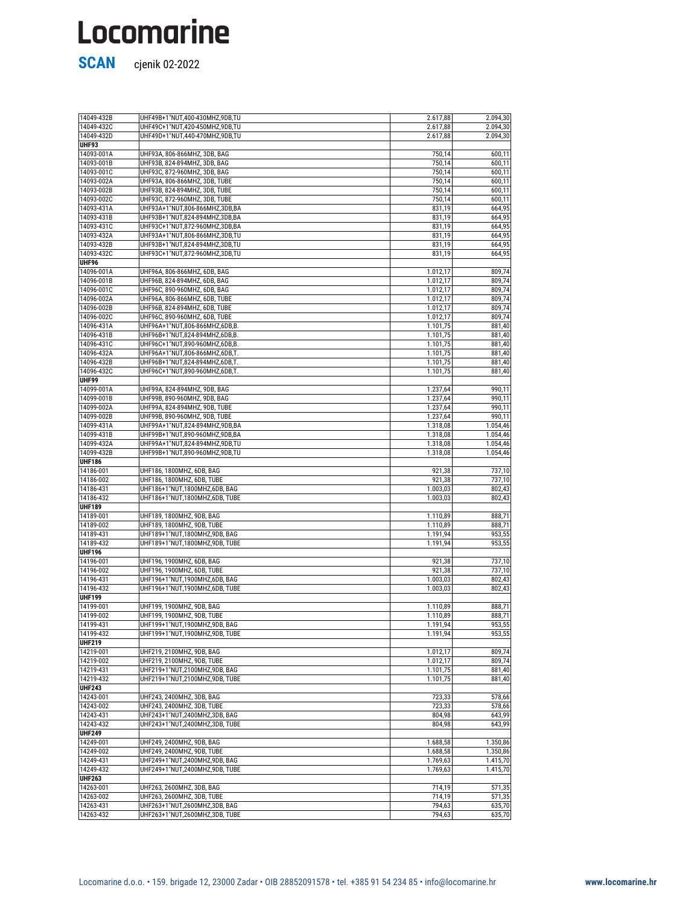# Locomarine

**SCAN** cjenik 02-2022

| | | | |
|---|---|---|---|
| 14049-432B | UHF49B+1"NUT,400-430MHZ,9DB,TU | 2.617,88 | 2.094,30 |
| 14049-432C | UHF49C+1"NUT,420-450MHZ,9DB,TU | 2.617,88 | 2.094,30 |
| 14049-432D | UHF49D+1"NUT,440-470MHZ,9DB,TU | 2.617,88 | 2.094,30 |
| **UHF93** | | | |
| 14093-001A | UHF93A, 806-866MHZ, 3DB, BAG | 750,14 | 600,11 |
| 14093-001B | UHF93B, 824-894MHZ, 3DB, BAG | 750,14 | 600,11 |
| 14093-001C | UHF93C, 872-960MHZ, 3DB, BAG | 750,14 | 600,11 |
| 14093-002A | UHF93A, 806-866MHZ, 3DB, TUBE | 750,14 | 600,11 |
| 14093-002B | UHF93B, 824-894MHZ, 3DB, TUBE | 750,14 | 600,11 |
| 14093-002C | UHF93C, 872-960MHZ, 3DB, TUBE | 750,14 | 600,11 |
| 14093-431A | UHF93A+1"NUT,806-866MHZ,3DB,BA | 831,19 | 664,95 |
| 14093-431B | UHF93B+1"NUT,824-894MHZ,3DB,BA | 831,19 | 664,95 |
| 14093-431C | UHF93C+1"NUT,872-960MHZ,3DB,BA | 831,19 | 664,95 |
| 14093-432A | UHF93A+1"NUT,806-866MHZ,3DB,TU | 831,19 | 664,95 |
| 14093-432B | UHF93B+1"NUT,824-894MHZ,3DB,TU | 831,19 | 664,95 |
| 14093-432C | UHF93C+1"NUT,872-960MHZ,3DB,TU | 831,19 | 664,95 |
| **UHF96** | | | |
| 14096-001A | UHF96A, 806-866MHZ, 6DB, BAG | 1.012,17 | 809,74 |
| 14096-001B | UHF96B, 824-894MHZ, 6DB, BAG | 1.012,17 | 809,74 |
| 14096-001C | UHF96C, 890-960MHZ, 6DB, BAG | 1.012,17 | 809,74 |
| 14096-002A | UHF96A, 806-866MHZ, 6DB, TUBE | 1.012,17 | 809,74 |
| 14096-002B | UHF96B, 824-894MHZ, 6DB, TUBE | 1.012,17 | 809,74 |
| 14096-002C | UHF96C, 890-960MHZ, 6DB, TUBE | 1.012,17 | 809,74 |
| 14096-431A | UHF96A+1"NUT,806-866MHZ,6DB,B. | 1.101,75 | 881,40 |
| 14096-431B | UHF96B+1"NUT,824-894MHZ,6DB,B. | 1.101,75 | 881,40 |
| 14096-431C | UHF96C+1"NUT,890-960MHZ,6DB,B. | 1.101,75 | 881,40 |
| 14096-432A | UHF96A+1"NUT,806-866MHZ,6DB,T. | 1.101,75 | 881,40 |
| 14096-432B | UHF96B+1"NUT,824-894MHZ,6DB,T. | 1.101,75 | 881,40 |
| 14096-432C | UHF96C+1"NUT,890-960MHZ,6DB,T. | 1.101,75 | 881,40 |
| **UHF99** | | | |
| 14099-001A | UHF99A, 824-894MHZ, 9DB, BAG | 1.237,64 | 990,11 |
| 14099-001B | UHF99B, 890-960MHZ, 9DB, BAG | 1.237,64 | 990,11 |
| 14099-002A | UHF99A, 824-894MHZ, 9DB, TUBE | 1.237,64 | 990,11 |
| 14099-002B | UHF99B, 890-960MHZ, 9DB, TUBE | 1.237,64 | 990,11 |
| 14099-431A | UHF99A+1"NUT,824-894MHZ,9DB,BA | 1.318,08 | 1.054,46 |
| 14099-431B | UHF99B+1"NUT,890-960MHZ,9DB,BA | 1.318,08 | 1.054,46 |
| 14099-432A | UHF99A+1"NUT,824-894MHZ,9DB,TU | 1.318,08 | 1.054,46 |
| 14099-432B | UHF99B+1"NUT,890-960MHZ,9DB,TU | 1.318,08 | 1.054,46 |
| **UHF186** | | | |
| 14186-001 | UHF186, 1800MHZ, 6DB, BAG | 921,38 | 737,10 |
| 14186-002 | UHF186, 1800MHZ, 6DB, TUBE | 921,38 | 737,10 |
| 14186-431 | UHF186+1"NUT,1800MHZ,6DB, BAG | 1.003,03 | 802,43 |
| 14186-432 | UHF186+1"NUT,1800MHZ,6DB, TUBE | 1.003,03 | 802,43 |
| **UHF189** | | | |
| 14189-001 | UHF189, 1800MHZ, 9DB, BAG | 1.110,89 | 888,71 |
| 14189-002 | UHF189, 1800MHZ, 9DB, TUBE | 1.110,89 | 888,71 |
| 14189-431 | UHF189+1"NUT,1800MHZ,9DB, BAG | 1.191,94 | 953,55 |
| 14189-432 | UHF189+1"NUT,1800MHZ,9DB, TUBE | 1.191,94 | 953,55 |
| **UHF196** | | | |
| 14196-001 | UHF196, 1900MHZ, 6DB, BAG | 921,38 | 737,10 |
| 14196-002 | UHF196, 1900MHZ, 6DB, TUBE | 921,38 | 737,10 |
| 14196-431 | UHF196+1"NUT,1900MHZ,6DB, BAG | 1.003,03 | 802,43 |
| 14196-432 | UHF196+1"NUT,1900MHZ,6DB, TUBE | 1.003,03 | 802,43 |
| **UHF199** | | | |
| 14199-001 | UHF199, 1900MHZ, 9DB, BAG | 1.110,89 | 888,71 |
| 14199-002 | UHF199, 1900MHZ, 9DB, TUBE | 1.110,89 | 888,71 |
| 14199-431 | UHF199+1"NUT,1900MHZ,9DB, BAG | 1.191,94 | 953,55 |
| 14199-432 | UHF199+1"NUT,1900MHZ,9DB, TUBE | 1.191,94 | 953,55 |
| **UHF219** | | | |
| 14219-001 | UHF219, 2100MHZ, 9DB, BAG | 1.012,17 | 809,74 |
| 14219-002 | UHF219, 2100MHZ, 9DB, TUBE | 1.012,17 | 809,74 |
| 14219-431 | UHF219+1"NUT,2100MHZ,9DB, BAG | 1.101,75 | 881,40 |
| 14219-432 | UHF219+1"NUT,2100MHZ,9DB, TUBE | 1.101,75 | 881,40 |
| **UHF243** | | | |
| 14243-001 | UHF243, 2400MHZ, 3DB, BAG | 723,33 | 578,66 |
| 14243-002 | UHF243, 2400MHZ, 3DB, TUBE | 723,33 | 578,66 |
| 14243-431 | UHF243+1"NUT,2400MHZ,3DB, BAG | 804,98 | 643,99 |
| 14243-432 | UHF243+1"NUT,2400MHZ,3DB, TUBE | 804,98 | 643,99 |
| **UHF249** | | | |
| 14249-001 | UHF249, 2400MHZ, 9DB, BAG | 1.688,58 | 1.350,86 |
| 14249-002 | UHF249, 2400MHZ, 9DB, TUBE | 1.688,58 | 1.350,86 |
| 14249-431 | UHF249+1"NUT,2400MHZ,9DB, BAG | 1.769,63 | 1.415,70 |
| 14249-432 | UHF249+1"NUT,2400MHZ,9DB, TUBE | 1.769,63 | 1.415,70 |
| **UHF263** | | | |
| 14263-001 | UHF263, 2600MHZ, 3DB, BAG | 714,19 | 571,35 |
| 14263-002 | UHF263, 2600MHZ, 3DB, TUBE | 714,19 | 571,35 |
| 14263-431 | UHF263+1"NUT,2600MHZ,3DB, BAG | 794,63 | 635,70 |
| 14263-432 | UHF263+1"NUT,2600MHZ,3DB, TUBE | 794,63 | 635,70 |

Locomarine d.o.o. • 159. brigade 12, 23000 Zadar • OIB 28852091578 • tel. +385 91 54 234 85 • info@locomarine.hr **www.locomarine.hr**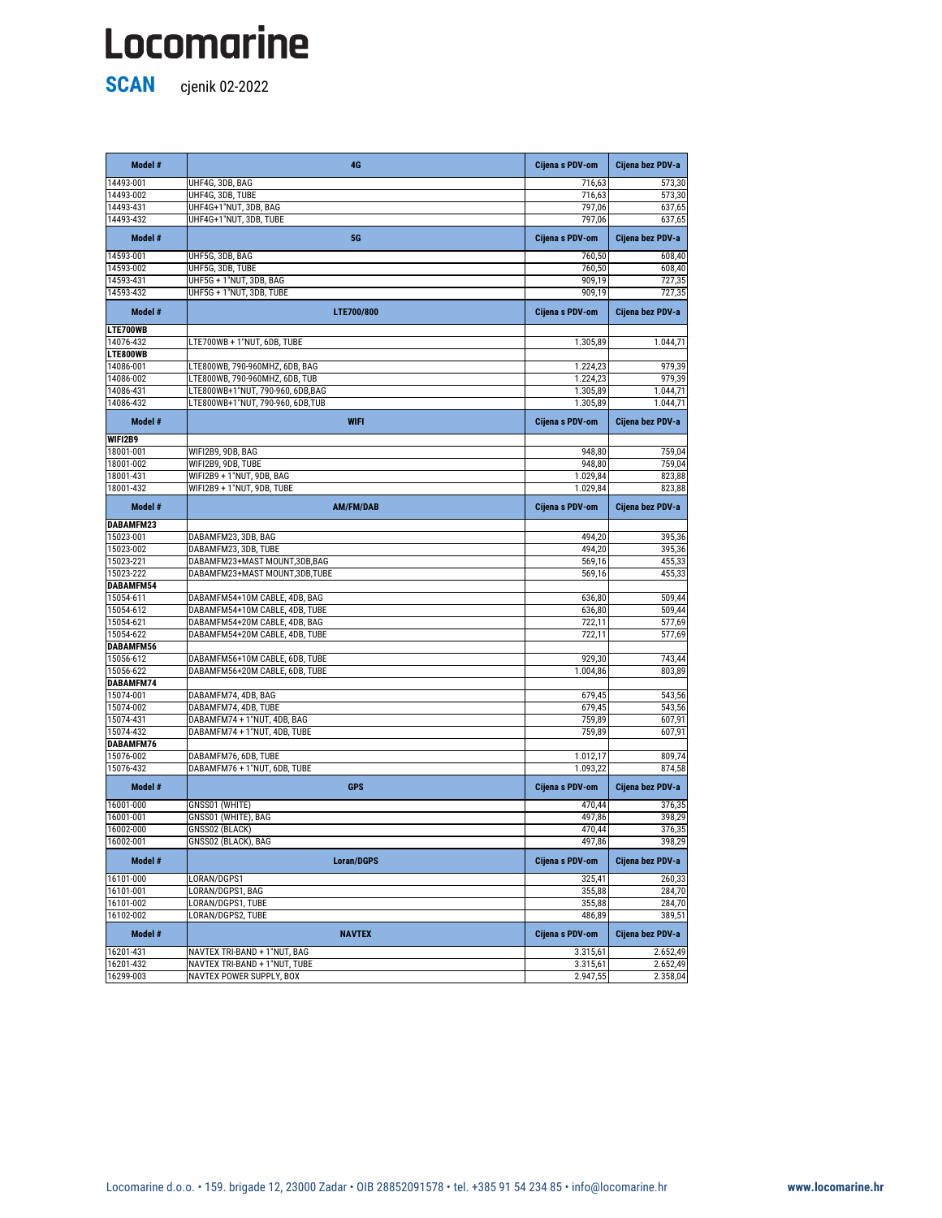# Locomarine

**SCAN** cjenik 02-2022

| Model # | 4G | Cijena s PDV-om | Cijena bez PDV-a |
|---|---|---|---|
| 14493-001 | UHF4G, 3DB, BAG | 716,63 | 573,30 |
| 14493-002 | UHF4G, 3DB, TUBE | 716,63 | 573,30 |
| 14493-431 | UHF4G+1"NUT, 3DB, BAG | 797,06 | 637,65 |
| 14493-432 | UHF4G+1"NUT, 3DB, TUBE | 797,06 | 637,65 |
| **Model #** | **5G** | **Cijena s PDV-om** | **Cijena bez PDV-a** |
| 14593-001 | UHF5G, 3DB, BAG | 760,50 | 608,40 |
| 14593-002 | UHF5G, 3DB, TUBE | 760,50 | 608,40 |
| 14593-431 | UHF5G + 1"NUT, 3DB, BAG | 909,19 | 727,35 |
| 14593-432 | UHF5G + 1"NUT, 3DB, TUBE | 909,19 | 727,35 |
| **Model #** | **LTE700/800** | **Cijena s PDV-om** | **Cijena bez PDV-a** |
| **LTE700WB** | | | |
| 14076-432 | LTE700WB + 1"NUT, 6DB, TUBE | 1.305,89 | 1.044,71 |
| **LTE800WB** | | | |
| 14086-001 | LTE800WB, 790-960MHZ, 6DB, BAG | 1.224,23 | 979,39 |
| 14086-002 | LTE800WB, 790-960MHZ, 6DB, TUB | 1.224,23 | 979,39 |
| 14086-431 | LTE800WB+1"NUT, 790-960, 6DB,BAG | 1.305,89 | 1.044,71 |
| 14086-432 | LTE800WB+1"NUT, 790-960, 6DB,TUB | 1.305,89 | 1.044,71 |
| **Model #** | **WIFI** | **Cijena s PDV-om** | **Cijena bez PDV-a** |
| **WIFI2B9** | | | |
| 18001-001 | WIFI2B9, 9DB, BAG | 948,80 | 759,04 |
| 18001-002 | WIFI2B9, 9DB, TUBE | 948,80 | 759,04 |
| 18001-431 | WIFI2B9 + 1"NUT, 9DB, BAG | 1.029,84 | 823,88 |
| 18001-432 | WIFI2B9 + 1"NUT, 9DB, TUBE | 1.029,84 | 823,88 |
| **Model #** | **AM/FM/DAB** | **Cijena s PDV-om** | **Cijena bez PDV-a** |
| **DABAMFM23** | | | |
| 15023-001 | DABAMFM23, 3DB, BAG | 494,20 | 395,36 |
| 15023-002 | DABAMFM23, 3DB, TUBE | 494,20 | 395,36 |
| 15023-221 | DABAMFM23+MAST MOUNT,3DB,BAG | 569,16 | 455,33 |
| 15023-222 | DABAMFM23+MAST MOUNT,3DB,TUBE | 569,16 | 455,33 |
| **DABAMFM54** | | | |
| 15054-611 | DABAMFM54+10M CABLE, 4DB, BAG | 636,80 | 509,44 |
| 15054-612 | DABAMFM54+10M CABLE, 4DB, TUBE | 636,80 | 509,44 |
| 15054-621 | DABAMFM54+20M CABLE, 4DB, BAG | 722,11 | 577,69 |
| 15054-622 | DABAMFM54+20M CABLE, 4DB, TUBE | 722,11 | 577,69 |
| **DABAMFM56** | | | |
| 15056-612 | DABAMFM56+10M CABLE, 6DB, TUBE | 929,30 | 743,44 |
| 15056-622 | DABAMFM56+20M CABLE, 6DB, TUBE | 1.004,86 | 803,89 |
| **DABAMFM74** | | | |
| 15074-001 | DABAMFM74, 4DB, BAG | 679,45 | 543,56 |
| 15074-002 | DABAMFM74, 4DB, TUBE | 679,45 | 543,56 |
| 15074-431 | DABAMFM74 + 1"NUT, 4DB, BAG | 759,89 | 607,91 |
| 15074-432 | DABAMFM74 + 1"NUT, 4DB, TUBE | 759,89 | 607,91 |
| **DABAMFM76** | | | |
| 15076-002 | DABAMFM76, 6DB, TUBE | 1.012,17 | 809,74 |
| 15076-432 | DABAMFM76 + 1"NUT, 6DB, TUBE | 1.093,22 | 874,58 |
| **Model #** | **GPS** | **Cijena s PDV-om** | **Cijena bez PDV-a** |
| 16001-000 | GNSS01 (WHITE) | 470,44 | 376,35 |
| 16001-001 | GNSS01 (WHITE), BAG | 497,86 | 398,29 |
| 16002-000 | GNSS02 (BLACK) | 470,44 | 376,35 |
| 16002-001 | GNSS02 (BLACK), BAG | 497,86 | 398,29 |
| **Model #** | **Loran/DGPS** | **Cijena s PDV-om** | **Cijena bez PDV-a** |
| 16101-000 | LORAN/DGPS1 | 325,41 | 260,33 |
| 16101-001 | LORAN/DGPS1, BAG | 355,88 | 284,70 |
| 16101-002 | LORAN/DGPS1, TUBE | 355,88 | 284,70 |
| 16102-002 | LORAN/DGPS2, TUBE | 486,89 | 389,51 |
| **Model #** | **NAVTEX** | **Cijena s PDV-om** | **Cijena bez PDV-a** |
| 16201-431 | NAVTEX TRI-BAND + 1"NUT, BAG | 3.315,61 | 2.652,49 |
| 16201-432 | NAVTEX TRI-BAND + 1"NUT, TUBE | 3.315,61 | 2.652,49 |
| 16299-003 | NAVTEX POWER SUPPLY, BOX | 2.947,55 | 2.358,04 |

Locomarine d.o.o. • 159. brigade 12, 23000 Zadar • OIB 28852091578 • tel. +385 91 54 234 85 • info@locomarine.hr **www.locomarine.hr**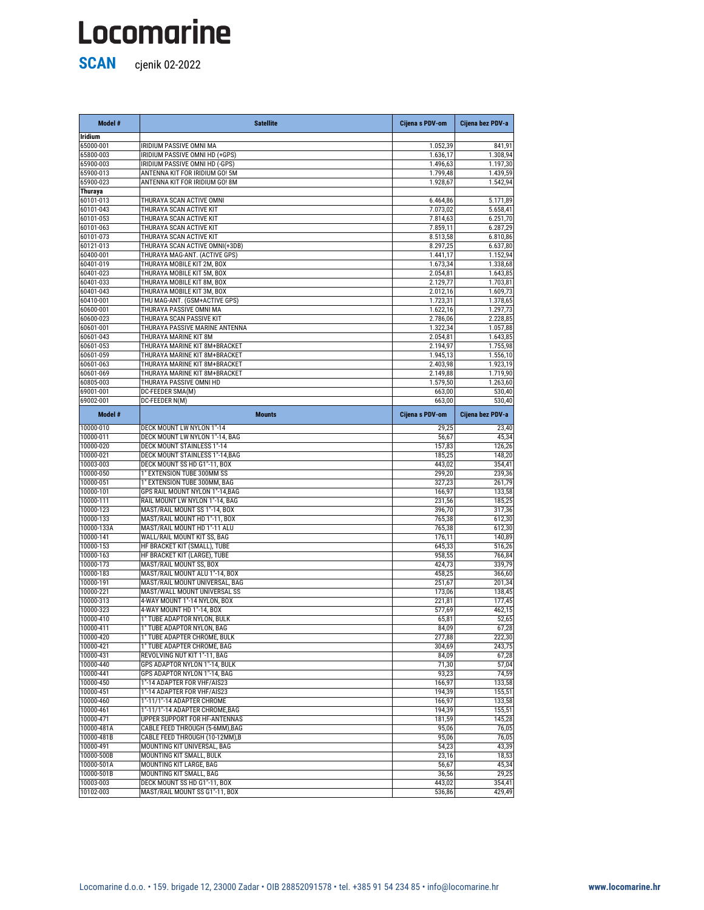# Locomarine

**SCAN** cjenik 02-2022

| Model # | Satellite | Cijena s PDV-om | Cijena bez PDV-a |
|---|---|---|---|
| **Iridium** | | | |
| 65000-001 | IRIDIUM PASSIVE OMNI MA | 1.052,39 | 841,91 |
| 65800-003 | IRIDIUM PASSIVE OMNI HD (+GPS) | 1.636,17 | 1.308,94 |
| 65900-003 | IRIDIUM PASSIVE OMNI HD (-GPS) | 1.496,63 | 1.197,30 |
| 65900-013 | ANTENNA KIT FOR IRIDIUM GO! 5M | 1.799,48 | 1.439,59 |
| 65900-023 | ANTENNA KIT FOR IRIDIUM GO! 8M | 1.928,67 | 1.542,94 |
| **Thuraya** | | | |
| 60101-013 | THURAYA SCAN ACTIVE OMNI | 6.464,86 | 5.171,89 |
| 60101-043 | THURAYA SCAN ACTIVE KIT | 7.073,02 | 5.658,41 |
| 60101-053 | THURAYA SCAN ACTIVE KIT | 7.814,63 | 6.251,70 |
| 60101-063 | THURAYA SCAN ACTIVE KIT | 7.859,11 | 6.287,29 |
| 60101-073 | THURAYA SCAN ACTIVE KIT | 8.513,58 | 6.810,86 |
| 60121-013 | THURAYA SCAN ACTIVE OMNI(+3DB) | 8.297,25 | 6.637,80 |
| 60400-001 | THURAYA MAG-ANT. (ACTIVE GPS) | 1.441,17 | 1.152,94 |
| 60401-019 | THURAYA MOBILE KIT 2M, BOX | 1.673,34 | 1.338,68 |
| 60401-023 | THURAYA MOBILE KIT 5M, BOX | 2.054,81 | 1.643,85 |
| 60401-033 | THURAYA MOBILE KIT 8M, BOX | 2.129,77 | 1.703,81 |
| 60401-043 | THURAYA MOBILE KIT 3M, BOX | 2.012,16 | 1.609,73 |
| 60410-001 | THU MAG-ANT. (GSM+ACTIVE GPS) | 1.723,31 | 1.378,65 |
| 60600-001 | THURAYA PASSIVE OMNI MA | 1.622,16 | 1.297,73 |
| 60600-023 | THURAYA SCAN PASSIVE KIT | 2.786,06 | 2.228,85 |
| 60601-001 | THURAYA PASSIVE MARINE ANTENNA | 1.322,34 | 1.057,88 |
| 60601-043 | THURAYA MARINE KIT 8M | 2.054,81 | 1.643,85 |
| 60601-053 | THURAYA MARINE KIT 8M+BRACKET | 2.194,97 | 1.755,98 |
| 60601-059 | THURAYA MARINE KIT 8M+BRACKET | 1.945,13 | 1.556,10 |
| 60601-063 | THURAYA MARINE KIT 8M+BRACKET | 2.403,98 | 1.923,19 |
| 60601-069 | THURAYA MARINE KIT 8M+BRACKET | 2.149,88 | 1.719,90 |
| 60805-003 | THURAYA PASSIVE OMNI HD | 1.579,50 | 1.263,60 |
| 69001-001 | DC-FEEDER SMA(M) | 663,00 | 530,40 |
| 69002-001 | DC-FEEDER N(M) | 663,00 | 530,40 |

| Model # | Mounts | Cijena s PDV-om | Cijena bez PDV-a |
|---|---|---|---|
| 10000-010 | DECK MOUNT LW NYLON 1"-14 | 29,25 | 23,40 |
| 10000-011 | DECK MOUNT LW NYLON 1"-14, BAG | 56,67 | 45,34 |
| 10000-020 | DECK MOUNT STAINLESS 1"-14 | 157,83 | 126,26 |
| 10000-021 | DECK MOUNT STAINLESS 1"-14,BAG | 185,25 | 148,20 |
| 10003-003 | DECK MOUNT SS HD G1"-11, BOX | 443,02 | 354,41 |
| 10000-050 | 1" EXTENSION TUBE 300MM SS | 299,20 | 239,36 |
| 10000-051 | 1" EXTENSION TUBE 300MM, BAG | 327,23 | 261,79 |
| 10000-101 | GPS RAIL MOUNT NYLON 1"-14,BAG | 166,97 | 133,58 |
| 10000-111 | RAIL MOUNT LW NYLON 1"-14, BAG | 231,56 | 185,25 |
| 10000-123 | MAST/RAIL MOUNT SS 1"-14, BOX | 396,70 | 317,36 |
| 10000-133 | MAST/RAIL MOUNT HD 1"-11, BOX | 765,38 | 612,30 |
| 10000-133A | MAST/RAIL MOUNT HD 1"-11 ALU | 765,38 | 612,30 |
| 10000-141 | WALL/RAIL MOUNT KIT SS, BAG | 176,11 | 140,89 |
| 10000-153 | HF BRACKET KIT (SMALL), TUBE | 645,33 | 516,26 |
| 10000-163 | HF BRACKET KIT (LARGE), TUBE | 958,55 | 766,84 |
| 10000-173 | MAST/RAIL MOUNT SS, BOX | 424,73 | 339,79 |
| 10000-183 | MAST/RAIL MOUNT ALU 1"-14, BOX | 458,25 | 366,60 |
| 10000-191 | MAST/RAIL MOUNT UNIVERSAL, BAG | 251,67 | 201,34 |
| 10000-221 | MAST/WALL MOUNT UNIVERSAL SS | 173,06 | 138,45 |
| 10000-313 | 4-WAY MOUNT 1"-14 NYLON, BOX | 221,81 | 177,45 |
| 10000-323 | 4-WAY MOUNT HD 1"-14, BOX | 577,69 | 462,15 |
| 10000-410 | 1" TUBE ADAPTOR NYLON, BULK | 65,81 | 52,65 |
| 10000-411 | 1" TUBE ADAPTOR NYLON, BAG | 84,09 | 67,28 |
| 10000-420 | 1" TUBE ADAPTER CHROME, BULK | 277,88 | 222,30 |
| 10000-421 | 1" TUBE ADAPTER CHROME, BAG | 304,69 | 243,75 |
| 10000-431 | REVOLVING NUT KIT 1"-11, BAG | 84,09 | 67,28 |
| 10000-440 | GPS ADAPTOR NYLON 1"-14, BULK | 71,30 | 57,04 |
| 10000-441 | GPS ADAPTOR NYLON 1"-14, BAG | 93,23 | 74,59 |
| 10000-450 | 1"-14 ADAPTER FOR VHF/AIS23 | 166,97 | 133,58 |
| 10000-451 | 1"-14 ADAPTER FOR VHF/AIS23 | 194,39 | 155,51 |
| 10000-460 | 1"-11/1"-14 ADAPTER CHROME | 166,97 | 133,58 |
| 10000-461 | 1"-11/1"-14 ADAPTER CHROME,BAG | 194,39 | 155,51 |
| 10000-471 | UPPER SUPPORT FOR HF-ANTENNAS | 181,59 | 145,28 |
| 10000-481A | CABLE FEED THROUGH (5-6MM),BAG | 95,06 | 76,05 |
| 10000-481B | CABLE FEED THROUGH (10-12MM),B | 95,06 | 76,05 |
| 10000-491 | MOUNTING KIT UNIVERSAL, BAG | 54,23 | 43,39 |
| 10000-500B | MOUNTING KIT SMALL, BULK | 23,16 | 18,53 |
| 10000-501A | MOUNTING KIT LARGE, BAG | 56,67 | 45,34 |
| 10000-501B | MOUNTING KIT SMALL, BAG | 36,56 | 29,25 |
| 10003-003 | DECK MOUNT SS HD G1"-11, BOX | 443,02 | 354,41 |
| 10102-003 | MAST/RAIL MOUNT SS G1"-11, BOX | 536,86 | 429,49 |

Locomarine d.o.o. • 159. brigade 12, 23000 Zadar • OIB 28852091578 • tel. +385 91 54 234 85 • info@locomarine.hr **www.locomarine.hr**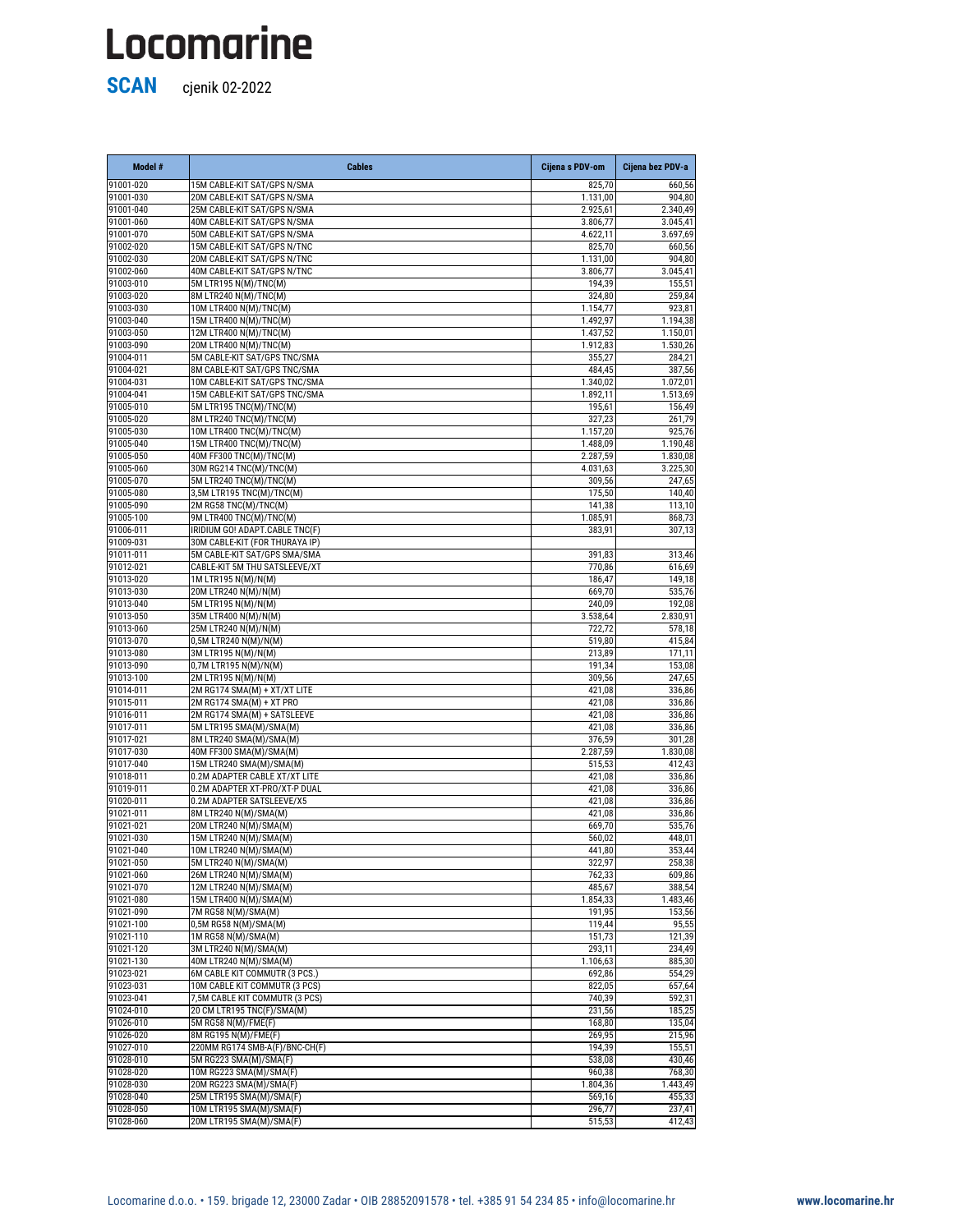# Locomarine

**SCAN** cjenik 02-2022

| Model # | Cables | Cijena s PDV-om | Cijena bez PDV-a |
|---|---|---|---|
| 91001-020 | 15M CABLE-KIT SAT/GPS N/SMA | 825,70 | 660,56 |
| 91001-030 | 20M CABLE-KIT SAT/GPS N/SMA | 1.131,00 | 904,80 |
| 91001-040 | 25M CABLE-KIT SAT/GPS N/SMA | 2.925,61 | 2.340,49 |
| 91001-060 | 40M CABLE-KIT SAT/GPS N/SMA | 3.806,77 | 3.045,41 |
| 91001-070 | 50M CABLE-KIT SAT/GPS N/SMA | 4.622,11 | 3.697,69 |
| 91002-020 | 15M CABLE-KIT SAT/GPS N/TNC | 825,70 | 660,56 |
| 91002-030 | 20M CABLE-KIT SAT/GPS N/TNC | 1.131,00 | 904,80 |
| 91002-060 | 40M CABLE-KIT SAT/GPS N/TNC | 3.806,77 | 3.045,41 |
| 91003-010 | 5M LTR195 N(M)/TNC(M) | 194,39 | 155,51 |
| 91003-020 | 8M LTR240 N(M)/TNC(M) | 324,80 | 259,84 |
| 91003-030 | 10M LTR400 N(M)/TNC(M) | 1.154,77 | 923,81 |
| 91003-040 | 15M LTR400 N(M)/TNC(M) | 1.492,97 | 1.194,38 |
| 91003-050 | 12M LTR400 N(M)/TNC(M) | 1.437,52 | 1.150,01 |
| 91003-090 | 20M LTR400 N(M)/TNC(M) | 1.912,83 | 1.530,26 |
| 91004-011 | 5M CABLE-KIT SAT/GPS TNC/SMA | 355,27 | 284,21 |
| 91004-021 | 8M CABLE-KIT SAT/GPS TNC/SMA | 484,45 | 387,56 |
| 91004-031 | 10M CABLE-KIT SAT/GPS TNC/SMA | 1.340,02 | 1.072,01 |
| 91004-041 | 15M CABLE-KIT SAT/GPS TNC/SMA | 1.892,11 | 1.513,69 |
| 91005-010 | 5M LTR195 TNC(M)/TNC(M) | 195,61 | 156,49 |
| 91005-020 | 8M LTR240 TNC(M)/TNC(M) | 327,23 | 261,79 |
| 91005-030 | 10M LTR400 TNC(M)/TNC(M) | 1.157,20 | 925,76 |
| 91005-040 | 15M LTR400 TNC(M)/TNC(M) | 1.488,09 | 1.190,48 |
| 91005-050 | 40M FF300 TNC(M)/TNC(M) | 2.287,59 | 1.830,08 |
| 91005-060 | 30M RG214 TNC(M)/TNC(M) | 4.031,63 | 3.225,30 |
| 91005-070 | 5M LTR240 TNC(M)/TNC(M) | 309,56 | 247,65 |
| 91005-080 | 3,5M LTR195 TNC(M)/TNC(M) | 175,50 | 140,40 |
| 91005-090 | 2M RG58 TNC(M)/TNC(M) | 141,38 | 113,10 |
| 91005-100 | 9M LTR400 TNC(M)/TNC(M) | 1.085,91 | 868,73 |
| 91006-011 | IRIDIUM GO! ADAPT.CABLE TNC(F) | 383,91 | 307,13 |
| 91009-031 | 30M CABLE-KIT (FOR THURAYA IP) | | |
| 91011-011 | 5M CABLE-KIT SAT/GPS SMA/SMA | 391,83 | 313,46 |
| 91012-021 | CABLE-KIT 5M THU SATSLEEVE/XT | 770,86 | 616,69 |
| 91013-020 | 1M LTR195 N(M)/N(M) | 186,47 | 149,18 |
| 91013-030 | 20M LTR240 N(M)/N(M) | 669,70 | 535,76 |
| 91013-040 | 5M LTR195 N(M)/N(M) | 240,09 | 192,08 |
| 91013-050 | 35M LTR400 N(M)/N(M) | 3.538,64 | 2.830,91 |
| 91013-060 | 25M LTR240 N(M)/N(M) | 722,72 | 578,18 |
| 91013-070 | 0,5M LTR240 N(M)/N(M) | 519,80 | 415,84 |
| 91013-080 | 3M LTR195 N(M)/N(M) | 213,89 | 171,11 |
| 91013-090 | 0,7M LTR195 N(M)/N(M) | 191,34 | 153,08 |
| 91013-100 | 2M LTR195 N(M)/N(M) | 309,56 | 247,65 |
| 91014-011 | 2M RG174 SMA(M) + XT/XT LITE | 421,08 | 336,86 |
| 91015-011 | 2M RG174 SMA(M) + XT PRO | 421,08 | 336,86 |
| 91016-011 | 2M RG174 SMA(M) + SATSLEEVE | 421,08 | 336,86 |
| 91017-011 | 5M LTR195 SMA(M)/SMA(M) | 421,08 | 336,86 |
| 91017-021 | 8M LTR240 SMA(M)/SMA(M) | 376,59 | 301,28 |
| 91017-030 | 40M FF300 SMA(M)/SMA(M) | 2.287,59 | 1.830,08 |
| 91017-040 | 15M LTR240 SMA(M)/SMA(M) | 515,53 | 412,43 |
| 91018-011 | 0.2M ADAPTER CABLE XT/XT LITE | 421,08 | 336,86 |
| 91019-011 | 0.2M ADAPTER XT-PRO/XT-P DUAL | 421,08 | 336,86 |
| 91020-011 | 0.2M ADAPTER SATSLEEVE/X5 | 421,08 | 336,86 |
| 91021-011 | 8M LTR240 N(M)/SMA(M) | 421,08 | 336,86 |
| 91021-021 | 20M LTR240 N(M)/SMA(M) | 669,70 | 535,76 |
| 91021-030 | 15M LTR240 N(M)/SMA(M) | 560,02 | 448,01 |
| 91021-040 | 10M LTR240 N(M)/SMA(M) | 441,80 | 353,44 |
| 91021-050 | 5M LTR240 N(M)/SMA(M) | 322,97 | 258,38 |
| 91021-060 | 26M LTR240 N(M)/SMA(M) | 762,33 | 609,86 |
| 91021-070 | 12M LTR240 N(M)/SMA(M) | 485,67 | 388,54 |
| 91021-080 | 15M LTR400 N(M)/SMA(M) | 1.854,33 | 1.483,46 |
| 91021-090 | 7M RG58 N(M)/SMA(M) | 191,95 | 153,56 |
| 91021-100 | 0,5M RG58 N(M)/SMA(M) | 119,44 | 95,55 |
| 91021-110 | 1M RG58 N(M)/SMA(M) | 151,73 | 121,39 |
| 91021-120 | 3M LTR240 N(M)/SMA(M) | 293,11 | 234,49 |
| 91021-130 | 40M LTR240 N(M)/SMA(M) | 1.106,63 | 885,30 |
| 91023-021 | 6M CABLE KIT COMMUTR (3 PCS.) | 692,86 | 554,29 |
| 91023-031 | 10M CABLE KIT COMMUTR (3 PCS) | 822,05 | 657,64 |
| 91023-041 | 7,5M CABLE KIT COMMUTR (3 PCS) | 740,39 | 592,31 |
| 91024-010 | 20 CM LTR195 TNC(F)/SMA(M) | 231,56 | 185,25 |
| 91026-010 | 5M RG58 N(M)/FME(F) | 168,80 | 135,04 |
| 91026-020 | 8M RG195 N(M)/FME(F) | 269,95 | 215,96 |
| 91027-010 | 220MM RG174 SMB-A(F)/BNC-CH(F) | 194,39 | 155,51 |
| 91028-010 | 5M RG223 SMA(M)/SMA(F) | 538,08 | 430,46 |
| 91028-020 | 10M RG223 SMA(M)/SMA(F) | 960,38 | 768,30 |
| 91028-030 | 20M RG223 SMA(M)/SMA(F) | 1.804,36 | 1.443,49 |
| 91028-040 | 25M LTR195 SMA(M)/SMA(F) | 569,16 | 455,33 |
| 91028-050 | 10M LTR195 SMA(M)/SMA(F) | 296,77 | 237,41 |
| 91028-060 | 20M LTR195 SMA(M)/SMA(F) | 515,53 | 412,43 |

Locomarine d.o.o. • 159. brigade 12, 23000 Zadar • OIB 28852091578 • tel. +385 91 54 234 85 • info@locomarine.hr **www.locomarine.hr**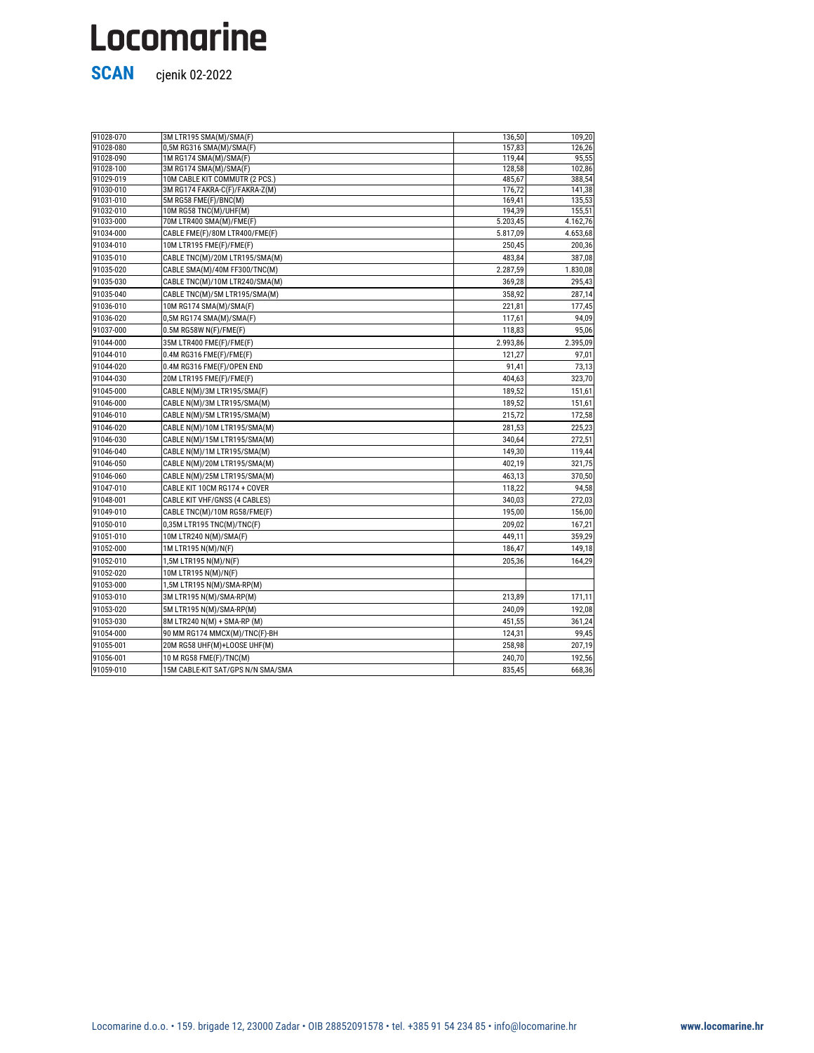# Locomarine

**SCAN** cjenik 02-2022

| | | | |
|---|---|---|---|
| 91028-070 | 3M LTR195 SMA(M)/SMA(F) | 136,50 | 109,20 |
| 91028-080 | 0,5M RG316 SMA(M)/SMA(F) | 157,83 | 126,26 |
| 91028-090 | 1M RG174 SMA(M)/SMA(F) | 119,44 | 95,55 |
| 91028-100 | 3M RG174 SMA(M)/SMA(F) | 128,58 | 102,86 |
| 91029-019 | 10M CABLE KIT COMMUTR (2 PCS.) | 485,67 | 388,54 |
| 91030-010 | 3M RG174 FAKRA-C(F)/FAKRA-Z(M) | 176,72 | 141,38 |
| 91031-010 | 5M RG58 FME(F)/BNC(M) | 169,41 | 135,53 |
| 91032-010 | 10M RG58 TNC(M)/UHF(M) | 194,39 | 155,51 |
| 91033-000 | 70M LTR400 SMA(M)/FME(F) | 5.203,45 | 4.162,76 |
| 91034-000 | CABLE FME(F)/80M LTR400/FME(F) | 5.817,09 | 4.653,68 |
| 91034-010 | 10M LTR195 FME(F)/FME(F) | 250,45 | 200,36 |
| 91035-010 | CABLE TNC(M)/20M LTR195/SMA(M) | 483,84 | 387,08 |
| 91035-020 | CABLE SMA(M)/40M FF300/TNC(M) | 2.287,59 | 1.830,08 |
| 91035-030 | CABLE TNC(M)/10M LTR240/SMA(M) | 369,28 | 295,43 |
| 91035-040 | CABLE TNC(M)/5M LTR195/SMA(M) | 358,92 | 287,14 |
| 91036-010 | 10M RG174 SMA(M)/SMA(F) | 221,81 | 177,45 |
| 91036-020 | 0,5M RG174 SMA(M)/SMA(F) | 117,61 | 94,09 |
| 91037-000 | 0.5M RG58W N(F)/FME(F) | 118,83 | 95,06 |
| 91044-000 | 35M LTR400 FME(F)/FME(F) | 2.993,86 | 2.395,09 |
| 91044-010 | 0.4M RG316 FME(F)/FME(F) | 121,27 | 97,01 |
| 91044-020 | 0.4M RG316 FME(F)/OPEN END | 91,41 | 73,13 |
| 91044-030 | 20M LTR195 FME(F)/FME(F) | 404,63 | 323,70 |
| 91045-000 | CABLE N(M)/3M LTR195/SMA(F) | 189,52 | 151,61 |
| 91046-000 | CABLE N(M)/3M LTR195/SMA(M) | 189,52 | 151,61 |
| 91046-010 | CABLE N(M)/5M LTR195/SMA(M) | 215,72 | 172,58 |
| 91046-020 | CABLE N(M)/10M LTR195/SMA(M) | 281,53 | 225,23 |
| 91046-030 | CABLE N(M)/15M LTR195/SMA(M) | 340,64 | 272,51 |
| 91046-040 | CABLE N(M)/1M LTR195/SMA(M) | 149,30 | 119,44 |
| 91046-050 | CABLE N(M)/20M LTR195/SMA(M) | 402,19 | 321,75 |
| 91046-060 | CABLE N(M)/25M LTR195/SMA(M) | 463,13 | 370,50 |
| 91047-010 | CABLE KIT 10CM RG174 + COVER | 118,22 | 94,58 |
| 91048-001 | CABLE KIT VHF/GNSS (4 CABLES) | 340,03 | 272,03 |
| 91049-010 | CABLE TNC(M)/10M RG58/FME(F) | 195,00 | 156,00 |
| 91050-010 | 0,35M LTR195 TNC(M)/TNC(F) | 209,02 | 167,21 |
| 91051-010 | 10M LTR240 N(M)/SMA(F) | 449,11 | 359,29 |
| 91052-000 | 1M LTR195 N(M)/N(F) | 186,47 | 149,18 |
| 91052-010 | 1,5M LTR195 N(M)/N(F) | 205,36 | 164,29 |
| 91052-020 | 10M LTR195 N(M)/N(F) | | |
| 91053-000 | 1,5M LTR195 N(M)/SMA-RP(M) | | |
| 91053-010 | 3M LTR195 N(M)/SMA-RP(M) | 213,89 | 171,11 |
| 91053-020 | 5M LTR195 N(M)/SMA-RP(M) | 240,09 | 192,08 |
| 91053-030 | 8M LTR240 N(M) + SMA-RP (M) | 451,55 | 361,24 |
| 91054-000 | 90 MM RG174 MMCX(M)/TNC(F)-BH | 124,31 | 99,45 |
| 91055-001 | 20M RG58 UHF(M)+LOOSE UHF(M) | 258,98 | 207,19 |
| 91056-001 | 10 M RG58 FME(F)/TNC(M) | 240,70 | 192,56 |
| 91059-010 | 15M CABLE-KIT SAT/GPS N/N SMA/SMA | 835,45 | 668,36 |

Locomarine d.o.o. • 159. brigade 12, 23000 Zadar • OIB 28852091578 • tel. +385 91 54 234 85 • info@locomarine.hr **www.locomarine.hr**